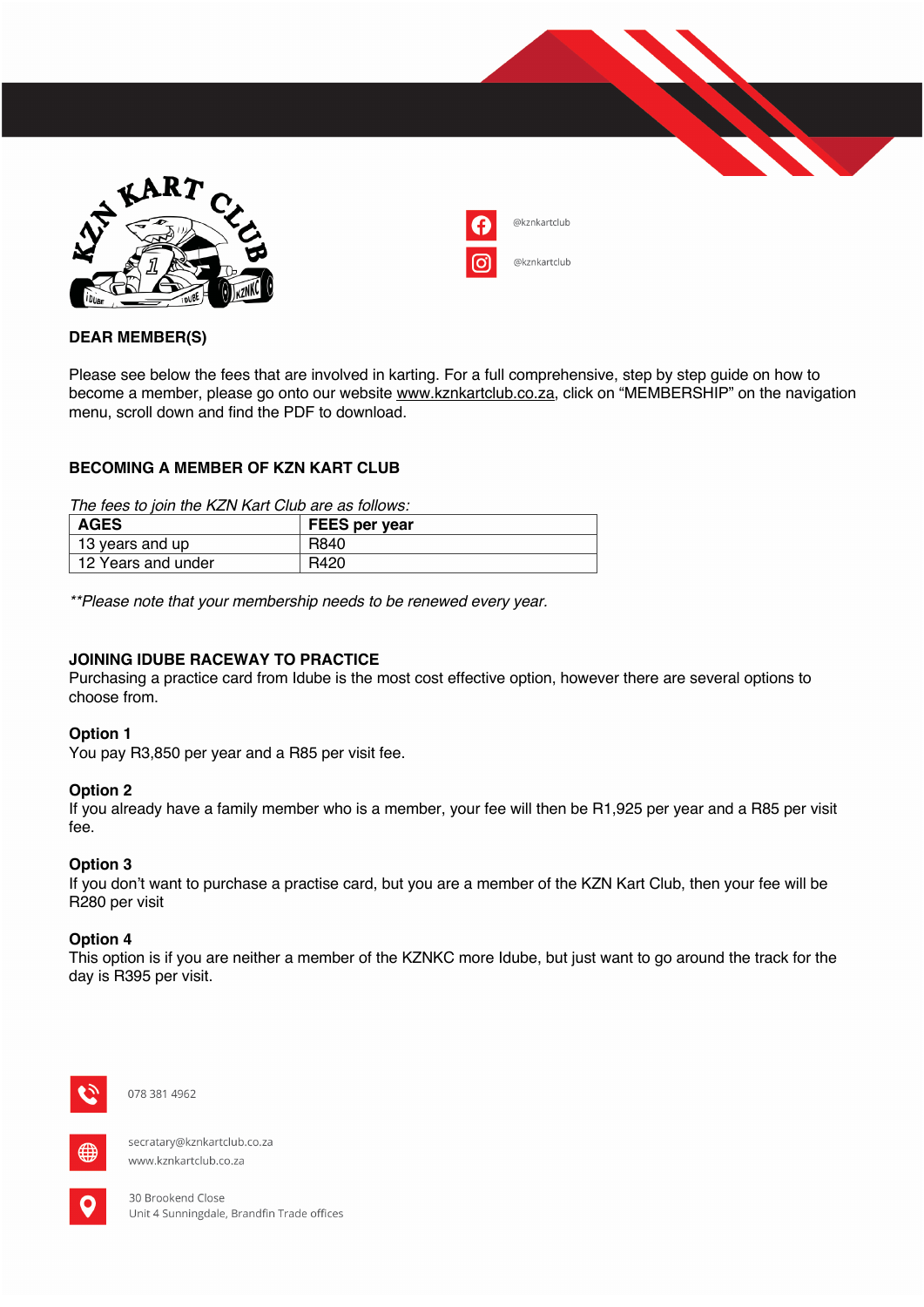@kznkartclub

@kznkartclub

**DEAR MEMBER(S)**

Please see below the fees that are involved in karting. For a full comprehensive, step by step guide on how to become a member, please go onto our website www.kznkartclub.co.za, click on "MEMBERSHIP" on the navigation menu, scroll down and find the PDF to download.

## BECOMING A MEMBER OF KZN KART CLUB

*The fees to join the KZN Kart Club are as follows:*

| AGES | FEES per year |
|---|---|
| 13 years and up | R840 |
| 12 Years and under | R420 |

*\*\*Please note that your membership needs to be renewed every year.*

## JOINING IDUBE RACEWAY TO PRACTICE

Purchasing a practice card from Idube is the most cost effective option, however there are several options to choose from.

**Option 1**

You pay R3,850 per year and a R85 per visit fee.

**Option 2**

If you already have a family member who is a member, your fee will then be R1,925 per year and a R85 per visit fee.

**Option 3**

If you don't want to purchase a practise card, but you are a member of the KZN Kart Club, then your fee will be R280 per visit

**Option 4**

This option is if you are neither a member of the KZNKC more Idube, but just want to go around the track for the day is R395 per visit.

078 381 4962

secratary@kznkartclub.co.za
www.kznkartclub.co.za

30 Brookend Close
Unit 4 Sunningdale, Brandfin Trade offices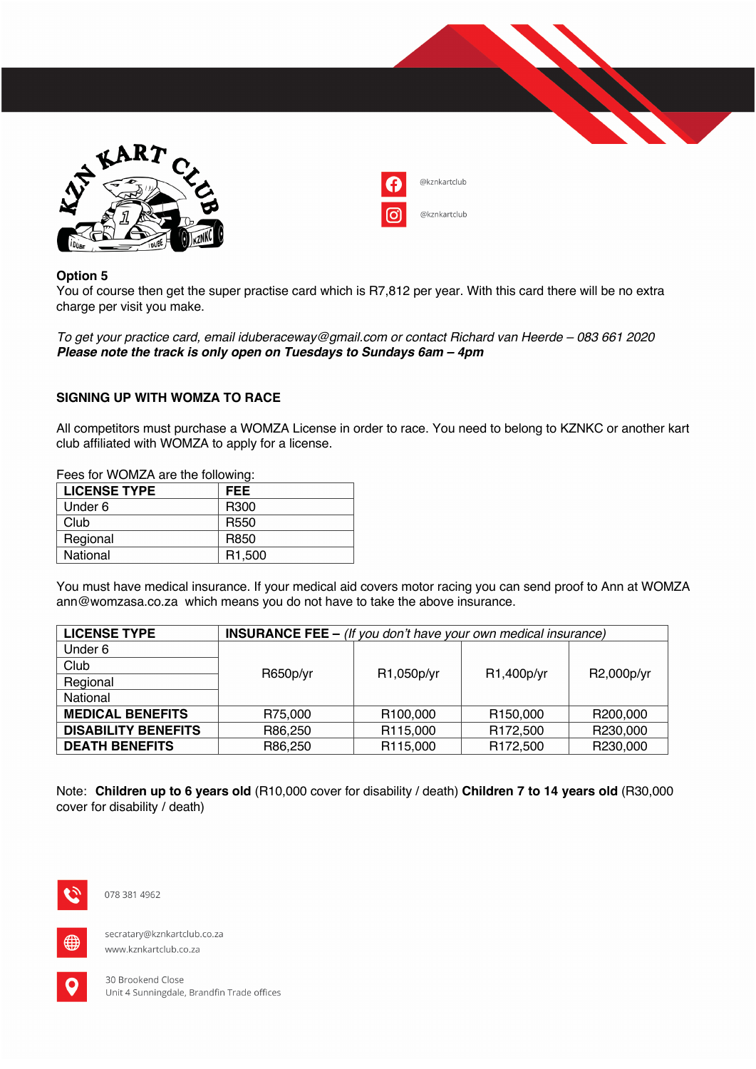@kznkartclub

@kznkartclub

**Option 5**
You of course then get the super practise card which is R7,812 per year. With this card there will be no extra charge per visit you make.

*To get your practice card, email iduberaceway@gmail.com or contact Richard van Heerde – 083 661 2020*
***Please note the track is only open on Tuesdays to Sundays 6am – 4pm***

**SIGNING UP WITH WOMZA TO RACE**

All competitors must purchase a WOMZA License in order to race. You need to belong to KZNKC or another kart club affiliated with WOMZA to apply for a license.

Fees for WOMZA are the following:

| LICENSE TYPE | FEE |
|---|---|
| Under 6 | R300 |
| Club | R550 |
| Regional | R850 |
| National | R1,500 |

You must have medical insurance. If your medical aid covers motor racing you can send proof to Ann at WOMZA ann@womzasa.co.za which means you do not have to take the above insurance.

| LICENSE TYPE | INSURANCE FEE – *(If you don't have your own medical insurance)* | | | |
|---|---|---|---|---|
| Under 6<br>Club<br>Regional<br>National | R650p/yr | R1,050p/yr | R1,400p/yr | R2,000p/yr |
| **MEDICAL BENEFITS** | R75,000 | R100,000 | R150,000 | R200,000 |
| **DISABILITY BENEFITS** | R86,250 | R115,000 | R172,500 | R230,000 |
| **DEATH BENEFITS** | R86,250 | R115,000 | R172,500 | R230,000 |

Note: **Children up to 6 years old** (R10,000 cover for disability / death) **Children 7 to 14 years old** (R30,000 cover for disability / death)

078 381 4962

secratary@kznkartclub.co.za
www.kznkartclub.co.za

30 Brookend Close
Unit 4 Sunningdale, Brandfin Trade offices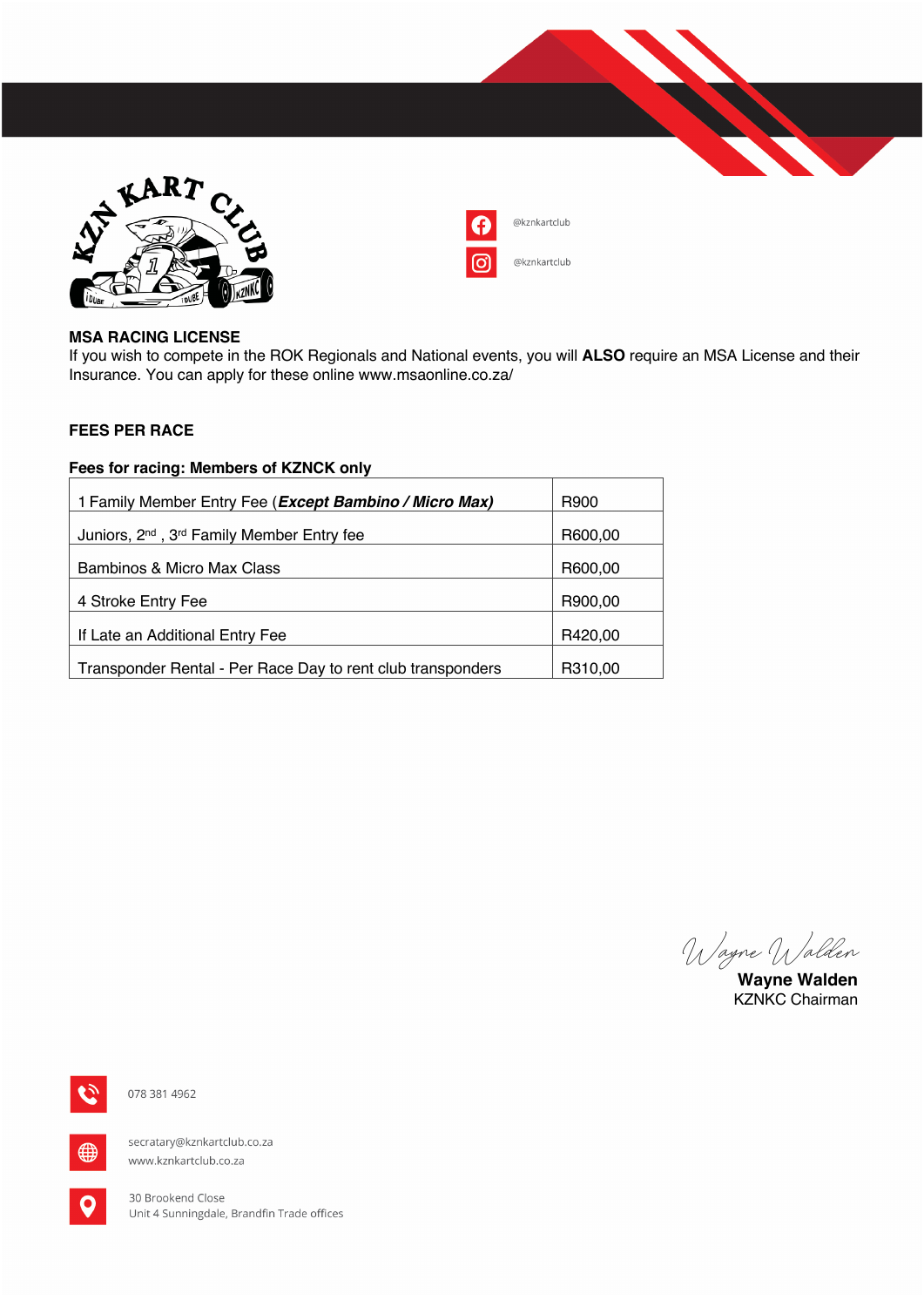@kznkartclub

@kznkartclub

**MSA RACING LICENSE**

If you wish to compete in the ROK Regionals and National events, you will **ALSO** require an MSA License and their Insurance. You can apply for these online www.msaonline.co.za/

**FEES PER RACE**

**Fees for racing: Members of KZNCK only**

| | |
|---|---|
| 1 Family Member Entry Fee (***Except Bambino / Micro Max)*** | R900 |
| Juniors, 2nd , 3rd Family Member Entry fee | R600,00 |
| Bambinos & Micro Max Class | R600,00 |
| 4 Stroke Entry Fee | R900,00 |
| If Late an Additional Entry Fee | R420,00 |
| Transponder Rental - Per Race Day to rent club transponders | R310,00 |

Wayne Walden

**Wayne Walden**
KZNKC Chairman

078 381 4962

secratary@kznkartclub.co.za
www.kznkartclub.co.za

30 Brookend Close
Unit 4 Sunningdale, Brandfin Trade offices